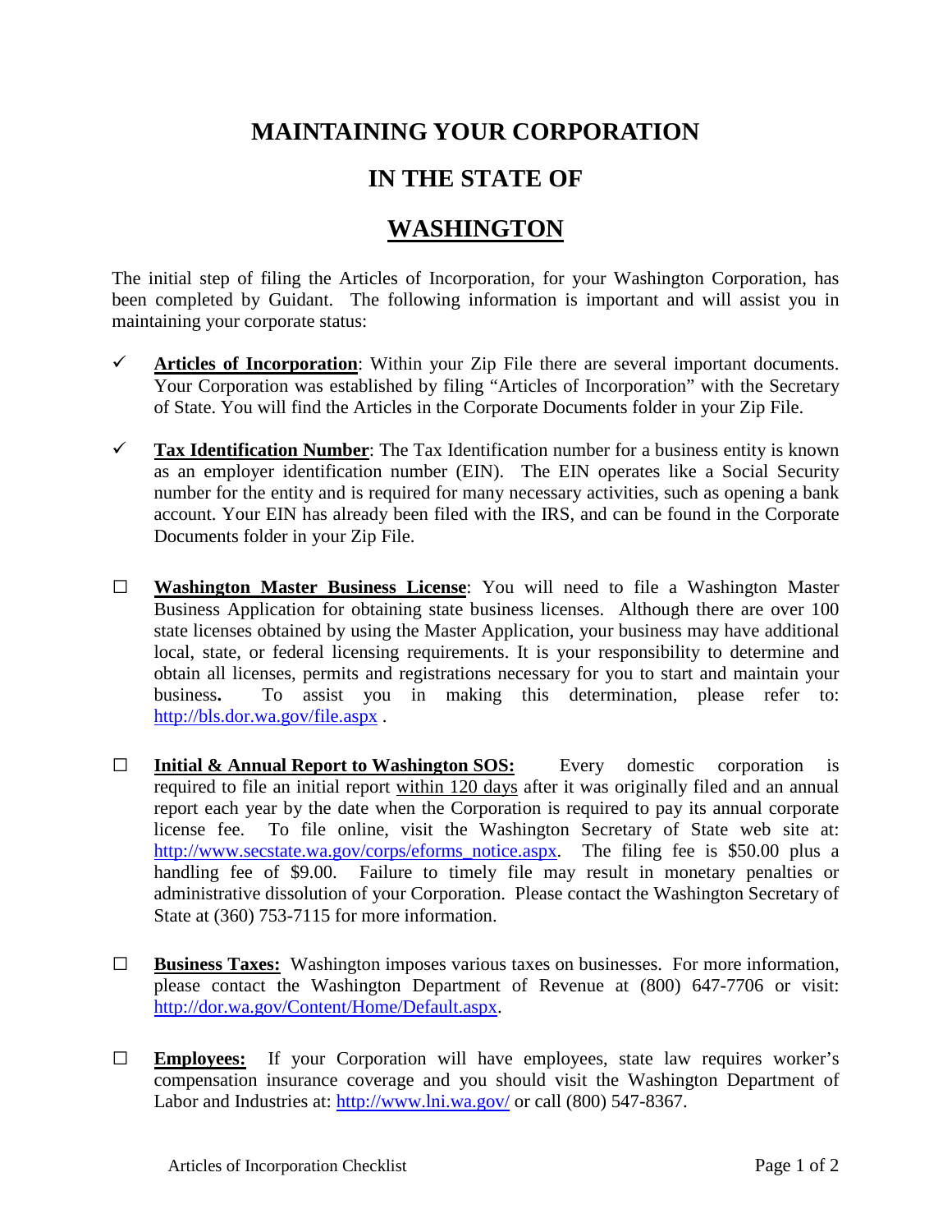# MAINTAINING YOUR CORPORATION

# IN THE STATE OF

# WASHINGTON

The initial step of filing the Articles of Incorporation, for your Washington Corporation, has been completed by Guidant. The following information is important and will assist you in maintaining your corporate status:

- ✓ **Articles of Incorporation**: Within your Zip File there are several important documents. Your Corporation was established by filing "Articles of Incorporation" with the Secretary of State. You will find the Articles in the Corporate Documents folder in your Zip File.

- ✓ **Tax Identification Number**: The Tax Identification number for a business entity is known as an employer identification number (EIN). The EIN operates like a Social Security number for the entity and is required for many necessary activities, such as opening a bank account. Your EIN has already been filed with the IRS, and can be found in the Corporate Documents folder in your Zip File.

- ☐ **Washington Master Business License**: You will need to file a Washington Master Business Application for obtaining state business licenses. Although there are over 100 state licenses obtained by using the Master Application, your business may have additional local, state, or federal licensing requirements. It is your responsibility to determine and obtain all licenses, permits and registrations necessary for you to start and maintain your business**.** To assist you in making this determination, please refer to: http://bls.dor.wa.gov/file.aspx .

- ☐ **Initial & Annual Report to Washington SOS:** Every domestic corporation is required to file an initial report within 120 days after it was originally filed and an annual report each year by the date when the Corporation is required to pay its annual corporate license fee. To file online, visit the Washington Secretary of State web site at: http://www.secstate.wa.gov/corps/eforms_notice.aspx. The filing fee is $50.00 plus a handling fee of $9.00. Failure to timely file may result in monetary penalties or administrative dissolution of your Corporation. Please contact the Washington Secretary of State at (360) 753-7115 for more information.

- ☐ **Business Taxes:** Washington imposes various taxes on businesses. For more information, please contact the Washington Department of Revenue at (800) 647-7706 or visit: http://dor.wa.gov/Content/Home/Default.aspx.

- ☐ **Employees:** If your Corporation will have employees, state law requires worker's compensation insurance coverage and you should visit the Washington Department of Labor and Industries at: http://www.lni.wa.gov/ or call (800) 547-8367.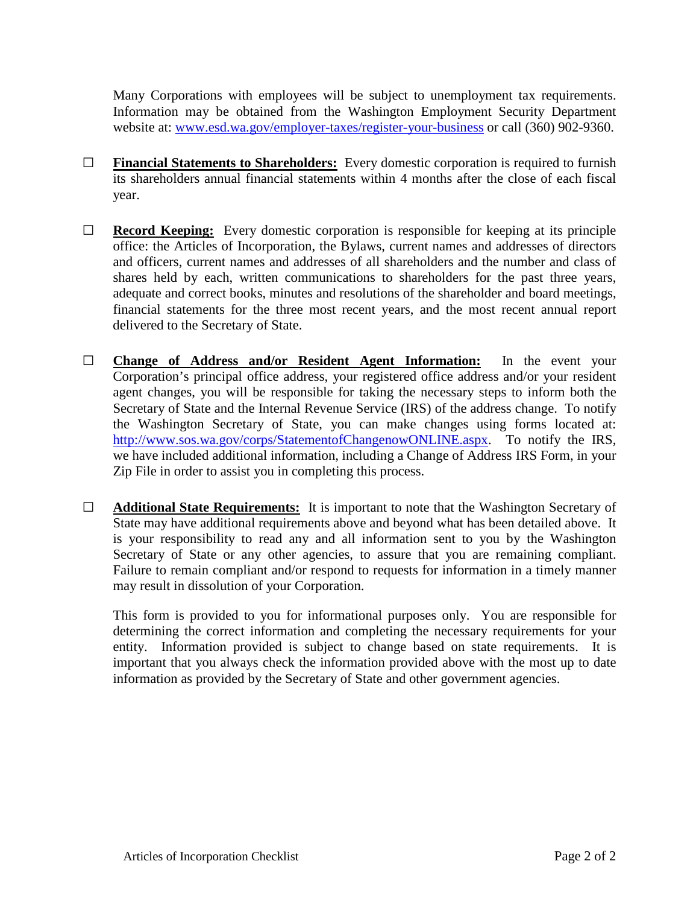Many Corporations with employees will be subject to unemployment tax requirements. Information may be obtained from the Washington Employment Security Department website at: [www.esd.wa.gov/employer-taxes/register-your-business](http://www.esd.wa.gov/employer-taxes/register-your-business) or call (360) 902-9360.

☐ **Financial Statements to Shareholders:** Every domestic corporation is required to furnish its shareholders annual financial statements within 4 months after the close of each fiscal year.

☐ **Record Keeping:** Every domestic corporation is responsible for keeping at its principle office: the Articles of Incorporation, the Bylaws, current names and addresses of directors and officers, current names and addresses of all shareholders and the number and class of shares held by each, written communications to shareholders for the past three years, adequate and correct books, minutes and resolutions of the shareholder and board meetings, financial statements for the three most recent years, and the most recent annual report delivered to the Secretary of State.

☐ **Change of Address and/or Resident Agent Information:** In the event your Corporation's principal office address, your registered office address and/or your resident agent changes, you will be responsible for taking the necessary steps to inform both the Secretary of State and the Internal Revenue Service (IRS) of the address change. To notify the Washington Secretary of State, you can make changes using forms located at: [http://www.sos.wa.gov/corps/StatementofChangenowONLINE.aspx](http://www.sos.wa.gov/corps/StatementofChangenowONLINE.aspx). To notify the IRS, we have included additional information, including a Change of Address IRS Form, in your Zip File in order to assist you in completing this process.

☐ **Additional State Requirements:** It is important to note that the Washington Secretary of State may have additional requirements above and beyond what has been detailed above. It is your responsibility to read any and all information sent to you by the Washington Secretary of State or any other agencies, to assure that you are remaining compliant. Failure to remain compliant and/or respond to requests for information in a timely manner may result in dissolution of your Corporation.

This form is provided to you for informational purposes only. You are responsible for determining the correct information and completing the necessary requirements for your entity. Information provided is subject to change based on state requirements. It is important that you always check the information provided above with the most up to date information as provided by the Secretary of State and other government agencies.